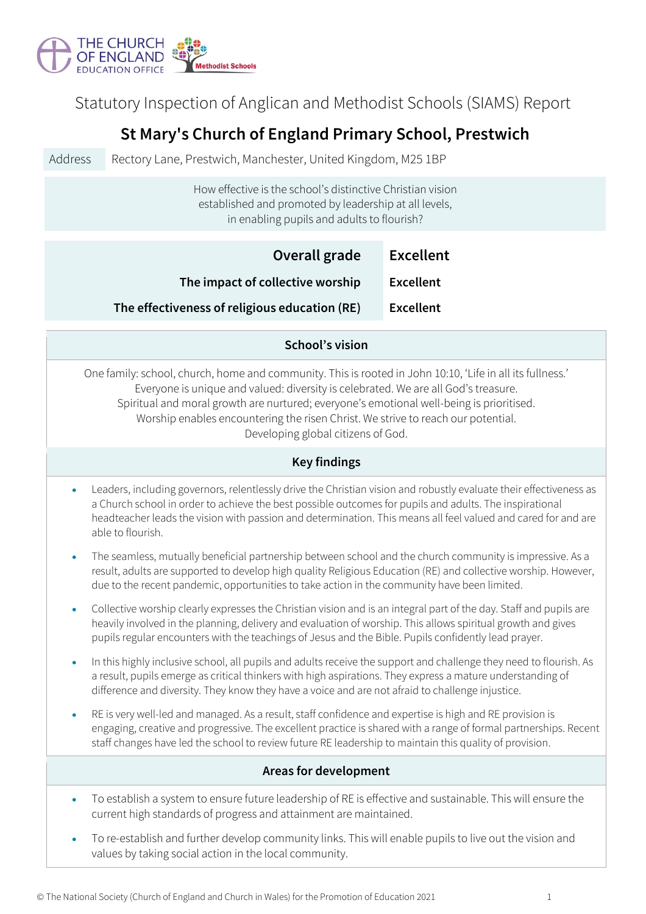THE CHURCH OF ENGLAND EDUCATION OFFICE

Methodist Schools

Statutory Inspection of Anglican and Methodist Schools (SIAMS) Report

# St Mary's Church of England Primary School, Prestwich

| Address | Rectory Lane, Prestwich, Manchester, United Kingdom, M25 1BP |
|---|---|

How effective is the school's distinctive Christian vision established and promoted by leadership at all levels, in enabling pupils and adults to flourish?

| | |
|---|---|
| **Overall grade** | **Excellent** |
| **The impact of collective worship** | **Excellent** |
| **The effectiveness of religious education (RE)** | **Excellent** |

## School's vision

One family: school, church, home and community. This is rooted in John 10:10, 'Life in all its fullness.'
Everyone is unique and valued: diversity is celebrated. We are all God's treasure.
Spiritual and moral growth are nurtured; everyone's emotional well-being is prioritised.
Worship enables encountering the risen Christ. We strive to reach our potential.
Developing global citizens of God.

## Key findings

- Leaders, including governors, relentlessly drive the Christian vision and robustly evaluate their effectiveness as a Church school in order to achieve the best possible outcomes for pupils and adults. The inspirational headteacher leads the vision with passion and determination. This means all feel valued and cared for and are able to flourish.
- The seamless, mutually beneficial partnership between school and the church community is impressive. As a result, adults are supported to develop high quality Religious Education (RE) and collective worship. However, due to the recent pandemic, opportunities to take action in the community have been limited.
- Collective worship clearly expresses the Christian vision and is an integral part of the day. Staff and pupils are heavily involved in the planning, delivery and evaluation of worship. This allows spiritual growth and gives pupils regular encounters with the teachings of Jesus and the Bible. Pupils confidently lead prayer.
- In this highly inclusive school, all pupils and adults receive the support and challenge they need to flourish. As a result, pupils emerge as critical thinkers with high aspirations. They express a mature understanding of difference and diversity. They know they have a voice and are not afraid to challenge injustice.
- RE is very well-led and managed. As a result, staff confidence and expertise is high and RE provision is engaging, creative and progressive. The excellent practice is shared with a range of formal partnerships. Recent staff changes have led the school to review future RE leadership to maintain this quality of provision.

## Areas for development

- To establish a system to ensure future leadership of RE is effective and sustainable. This will ensure the current high standards of progress and attainment are maintained.
- To re-establish and further develop community links. This will enable pupils to live out the vision and values by taking social action in the local community.

© The National Society (Church of England and Church in Wales) for the Promotion of Education 2021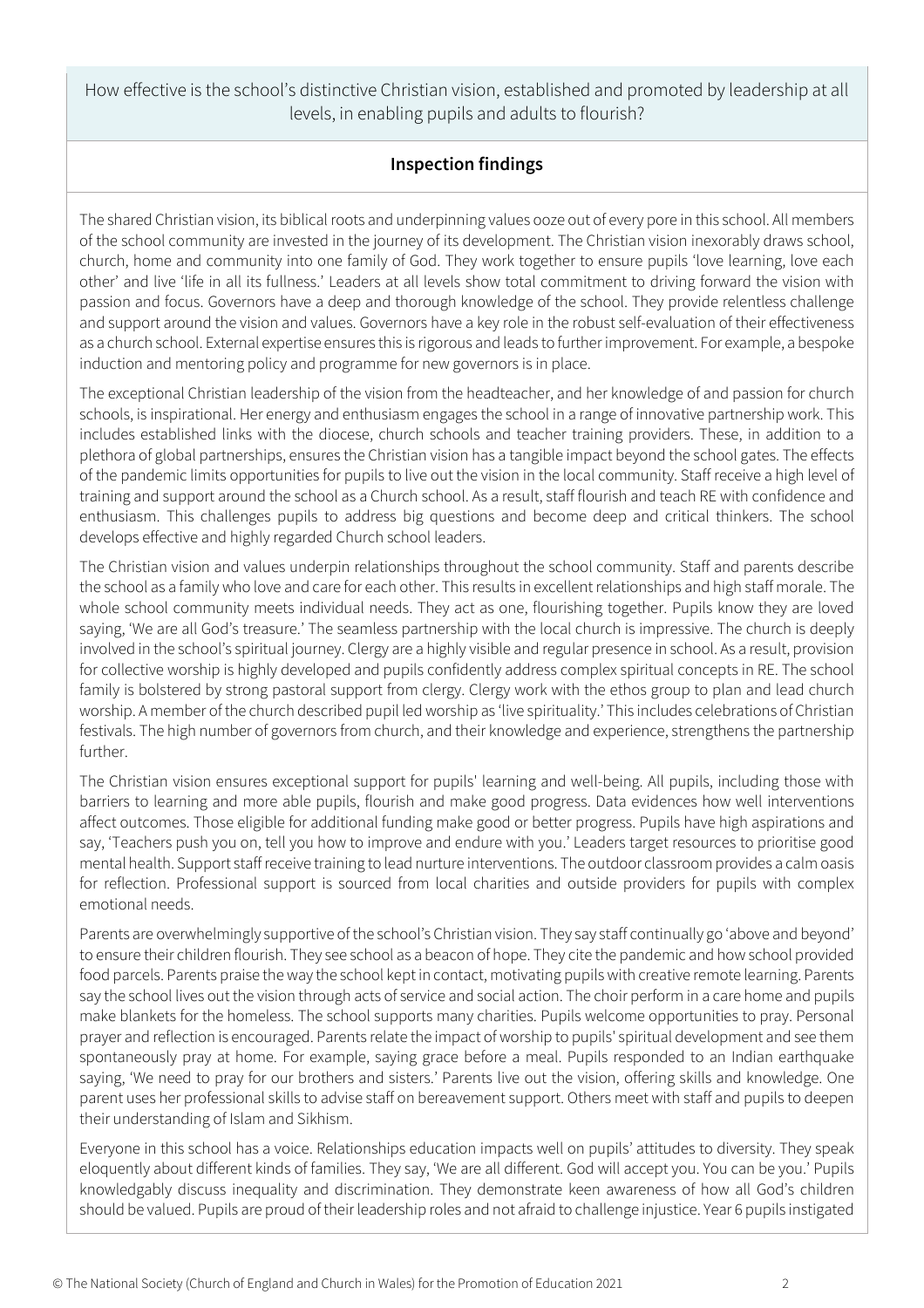How effective is the school's distinctive Christian vision, established and promoted by leadership at all levels, in enabling pupils and adults to flourish?

## Inspection findings

The shared Christian vision, its biblical roots and underpinning values ooze out of every pore in this school. All members of the school community are invested in the journey of its development. The Christian vision inexorably draws school, church, home and community into one family of God. They work together to ensure pupils 'love learning, love each other' and live 'life in all its fullness.' Leaders at all levels show total commitment to driving forward the vision with passion and focus. Governors have a deep and thorough knowledge of the school. They provide relentless challenge and support around the vision and values. Governors have a key role in the robust self-evaluation of their effectiveness as a church school. External expertise ensures this is rigorous and leads to further improvement. For example, a bespoke induction and mentoring policy and programme for new governors is in place.

The exceptional Christian leadership of the vision from the headteacher, and her knowledge of and passion for church schools, is inspirational. Her energy and enthusiasm engages the school in a range of innovative partnership work. This includes established links with the diocese, church schools and teacher training providers. These, in addition to a plethora of global partnerships, ensures the Christian vision has a tangible impact beyond the school gates. The effects of the pandemic limits opportunities for pupils to live out the vision in the local community. Staff receive a high level of training and support around the school as a Church school. As a result, staff flourish and teach RE with confidence and enthusiasm. This challenges pupils to address big questions and become deep and critical thinkers. The school develops effective and highly regarded Church school leaders.

The Christian vision and values underpin relationships throughout the school community. Staff and parents describe the school as a family who love and care for each other. This results in excellent relationships and high staff morale. The whole school community meets individual needs. They act as one, flourishing together. Pupils know they are loved saying, 'We are all God's treasure.' The seamless partnership with the local church is impressive. The church is deeply involved in the school's spiritual journey. Clergy are a highly visible and regular presence in school. As a result, provision for collective worship is highly developed and pupils confidently address complex spiritual concepts in RE. The school family is bolstered by strong pastoral support from clergy. Clergy work with the ethos group to plan and lead church worship. A member of the church described pupil led worship as 'live spirituality.' This includes celebrations of Christian festivals. The high number of governors from church, and their knowledge and experience, strengthens the partnership further.

The Christian vision ensures exceptional support for pupils' learning and well-being. All pupils, including those with barriers to learning and more able pupils, flourish and make good progress. Data evidences how well interventions affect outcomes. Those eligible for additional funding make good or better progress. Pupils have high aspirations and say, 'Teachers push you on, tell you how to improve and endure with you.' Leaders target resources to prioritise good mental health. Support staff receive training to lead nurture interventions. The outdoor classroom provides a calm oasis for reflection. Professional support is sourced from local charities and outside providers for pupils with complex emotional needs.

Parents are overwhelmingly supportive of the school's Christian vision. They say staff continually go 'above and beyond' to ensure their children flourish. They see school as a beacon of hope. They cite the pandemic and how school provided food parcels. Parents praise the way the school kept in contact, motivating pupils with creative remote learning. Parents say the school lives out the vision through acts of service and social action. The choir perform in a care home and pupils make blankets for the homeless. The school supports many charities. Pupils welcome opportunities to pray. Personal prayer and reflection is encouraged. Parents relate the impact of worship to pupils' spiritual development and see them spontaneously pray at home. For example, saying grace before a meal. Pupils responded to an Indian earthquake saying, 'We need to pray for our brothers and sisters.' Parents live out the vision, offering skills and knowledge. One parent uses her professional skills to advise staff on bereavement support. Others meet with staff and pupils to deepen their understanding of Islam and Sikhism.

Everyone in this school has a voice. Relationships education impacts well on pupils' attitudes to diversity. They speak eloquently about different kinds of families. They say, 'We are all different. God will accept you. You can be you.' Pupils knowledgably discuss inequality and discrimination. They demonstrate keen awareness of how all God's children should be valued. Pupils are proud of their leadership roles and not afraid to challenge injustice. Year 6 pupils instigated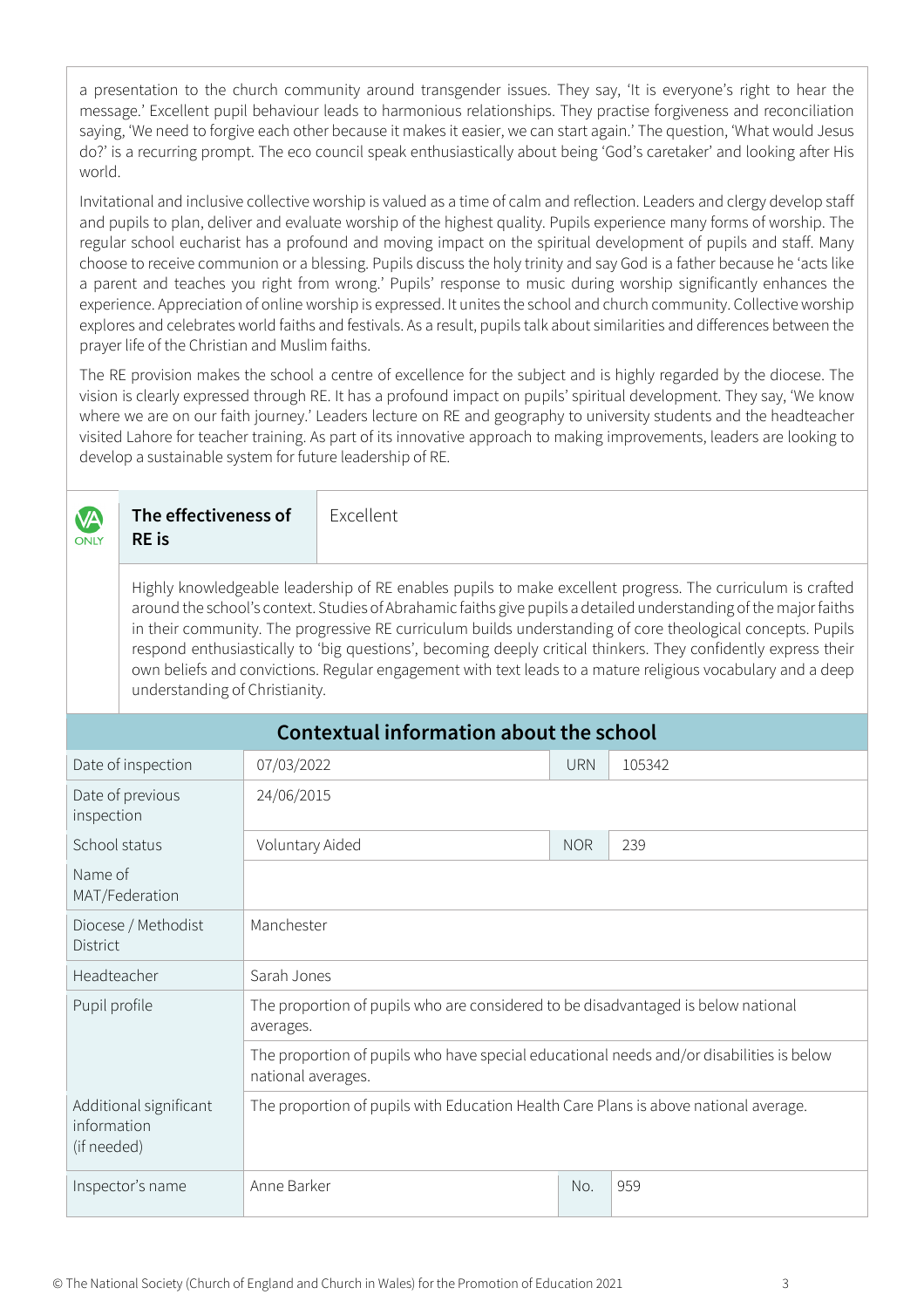a presentation to the church community around transgender issues. They say, 'It is everyone's right to hear the message.' Excellent pupil behaviour leads to harmonious relationships. They practise forgiveness and reconciliation saying, 'We need to forgive each other because it makes it easier, we can start again.' The question, 'What would Jesus do?' is a recurring prompt. The eco council speak enthusiastically about being 'God's caretaker' and looking after His world.

Invitational and inclusive collective worship is valued as a time of calm and reflection. Leaders and clergy develop staff and pupils to plan, deliver and evaluate worship of the highest quality. Pupils experience many forms of worship. The regular school eucharist has a profound and moving impact on the spiritual development of pupils and staff. Many choose to receive communion or a blessing. Pupils discuss the holy trinity and say God is a father because he 'acts like a parent and teaches you right from wrong.' Pupils' response to music during worship significantly enhances the experience. Appreciation of online worship is expressed. It unites the school and church community. Collective worship explores and celebrates world faiths and festivals. As a result, pupils talk about similarities and differences between the prayer life of the Christian and Muslim faiths.

The RE provision makes the school a centre of excellence for the subject and is highly regarded by the diocese. The vision is clearly expressed through RE. It has a profound impact on pupils' spiritual development. They say, 'We know where we are on our faith journey.' Leaders lecture on RE and geography to university students and the headteacher visited Lahore for teacher training. As part of its innovative approach to making improvements, leaders are looking to develop a sustainable system for future leadership of RE.

VA ONLY

| | |
|---|---|
| **The effectiveness of RE is** | Excellent |

Highly knowledgeable leadership of RE enables pupils to make excellent progress. The curriculum is crafted around the school's context. Studies of Abrahamic faiths give pupils a detailed understanding of the major faiths in their community. The progressive RE curriculum builds understanding of core theological concepts. Pupils respond enthusiastically to 'big questions', becoming deeply critical thinkers. They confidently express their own beliefs and convictions. Regular engagement with text leads to a mature religious vocabulary and a deep understanding of Christianity.

## Contextual information about the school

| | | | |
|---|---|---|---|
| Date of inspection | 07/03/2022 | URN | 105342 |
| Date of previous inspection | 24/06/2015 | | |
| School status | Voluntary Aided | NOR | 239 |
| Name of MAT/Federation | | | |
| Diocese / Methodist District | Manchester | | |
| Headteacher | Sarah Jones | | |
| Pupil profile | The proportion of pupils who are considered to be disadvantaged is below national averages. | | |
| | The proportion of pupils who have special educational needs and/or disabilities is below national averages. | | |
| Additional significant information (if needed) | The proportion of pupils with Education Health Care Plans is above national average. | | |
| Inspector's name | Anne Barker | No. | 959 |